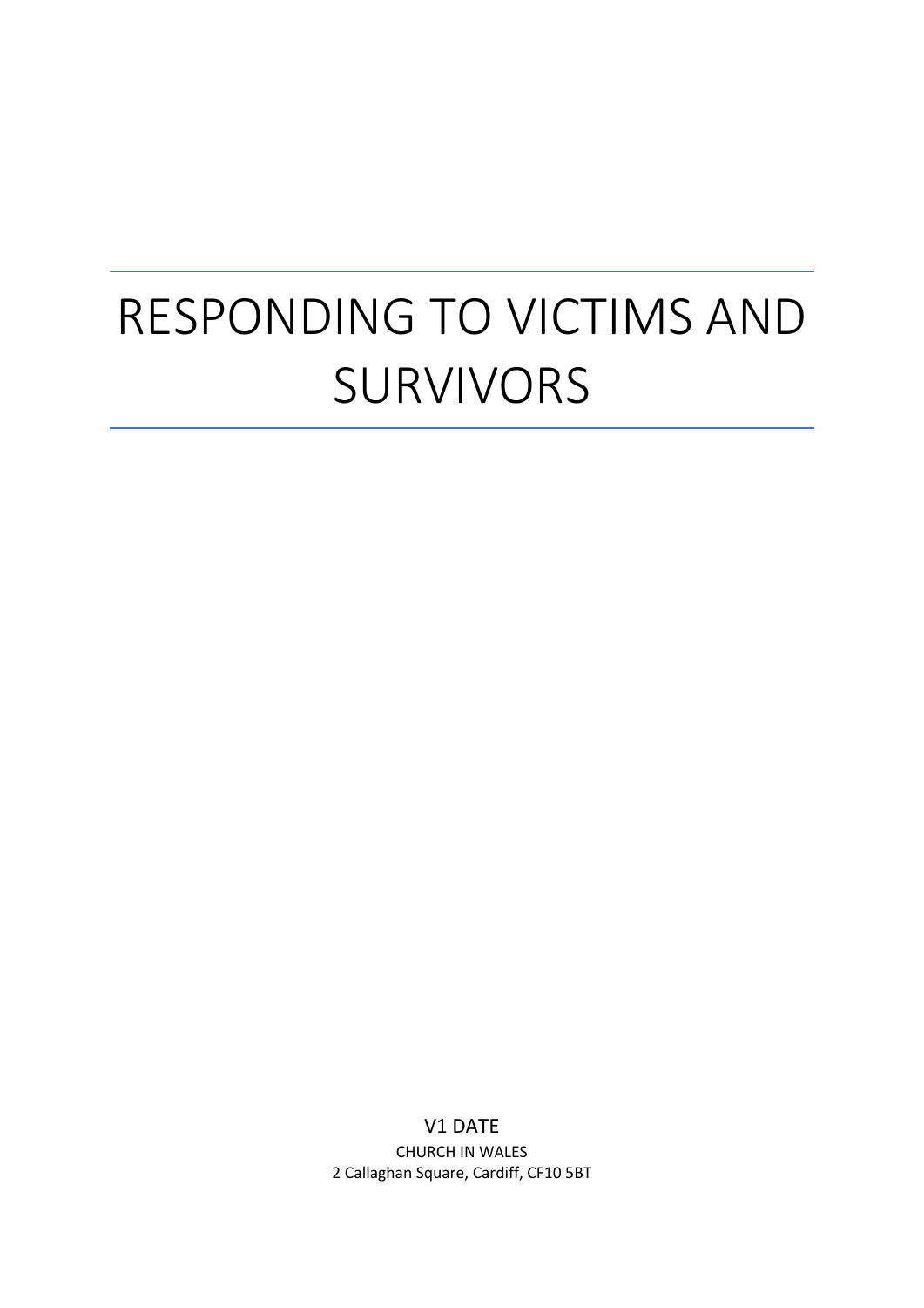# RESPONDING TO VICTIMS AND SURVIVORS

V1 DATE

CHURCH IN WALES

2 Callaghan Square, Cardiff, CF10 5BT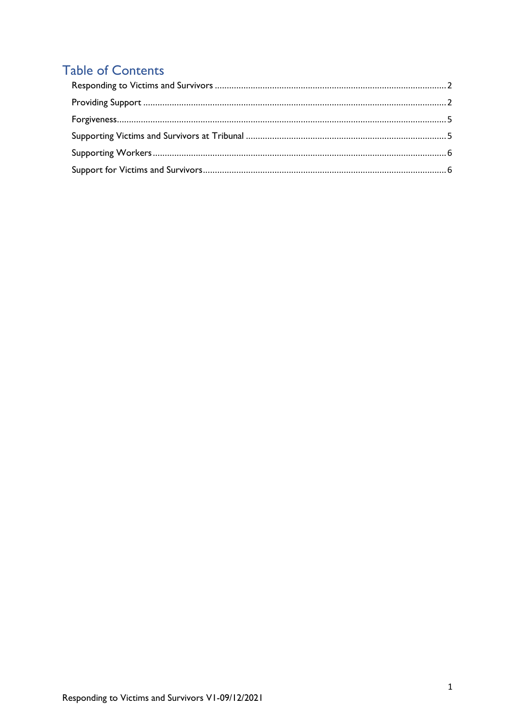# Table of Contents

Responding to Victims and Survivors ........ 2

Providing Support ........ 2

Forgiveness ........ 5

Supporting Victims and Survivors at Tribunal ........ 5

Supporting Workers ........ 6

Support for Victims and Survivors ........ 6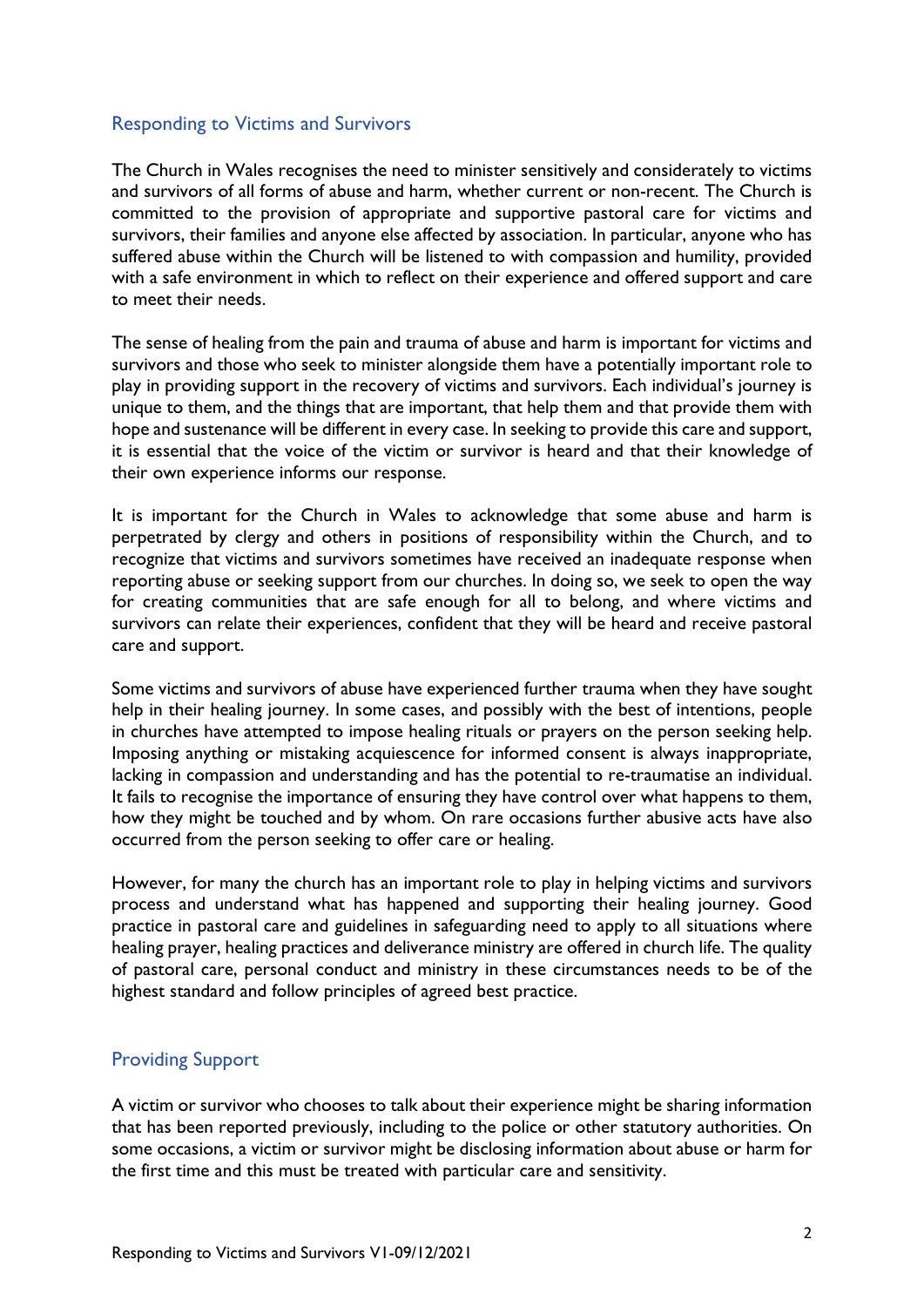## Responding to Victims and Survivors

The Church in Wales recognises the need to minister sensitively and considerately to victims and survivors of all forms of abuse and harm, whether current or non-recent. The Church is committed to the provision of appropriate and supportive pastoral care for victims and survivors, their families and anyone else affected by association. In particular, anyone who has suffered abuse within the Church will be listened to with compassion and humility, provided with a safe environment in which to reflect on their experience and offered support and care to meet their needs.

The sense of healing from the pain and trauma of abuse and harm is important for victims and survivors and those who seek to minister alongside them have a potentially important role to play in providing support in the recovery of victims and survivors. Each individual's journey is unique to them, and the things that are important, that help them and that provide them with hope and sustenance will be different in every case. In seeking to provide this care and support, it is essential that the voice of the victim or survivor is heard and that their knowledge of their own experience informs our response.

It is important for the Church in Wales to acknowledge that some abuse and harm is perpetrated by clergy and others in positions of responsibility within the Church, and to recognize that victims and survivors sometimes have received an inadequate response when reporting abuse or seeking support from our churches. In doing so, we seek to open the way for creating communities that are safe enough for all to belong, and where victims and survivors can relate their experiences, confident that they will be heard and receive pastoral care and support.

Some victims and survivors of abuse have experienced further trauma when they have sought help in their healing journey. In some cases, and possibly with the best of intentions, people in churches have attempted to impose healing rituals or prayers on the person seeking help. Imposing anything or mistaking acquiescence for informed consent is always inappropriate, lacking in compassion and understanding and has the potential to re-traumatise an individual. It fails to recognise the importance of ensuring they have control over what happens to them, how they might be touched and by whom. On rare occasions further abusive acts have also occurred from the person seeking to offer care or healing.

However, for many the church has an important role to play in helping victims and survivors process and understand what has happened and supporting their healing journey. Good practice in pastoral care and guidelines in safeguarding need to apply to all situations where healing prayer, healing practices and deliverance ministry are offered in church life. The quality of pastoral care, personal conduct and ministry in these circumstances needs to be of the highest standard and follow principles of agreed best practice.

## Providing Support

A victim or survivor who chooses to talk about their experience might be sharing information that has been reported previously, including to the police or other statutory authorities. On some occasions, a victim or survivor might be disclosing information about abuse or harm for the first time and this must be treated with particular care and sensitivity.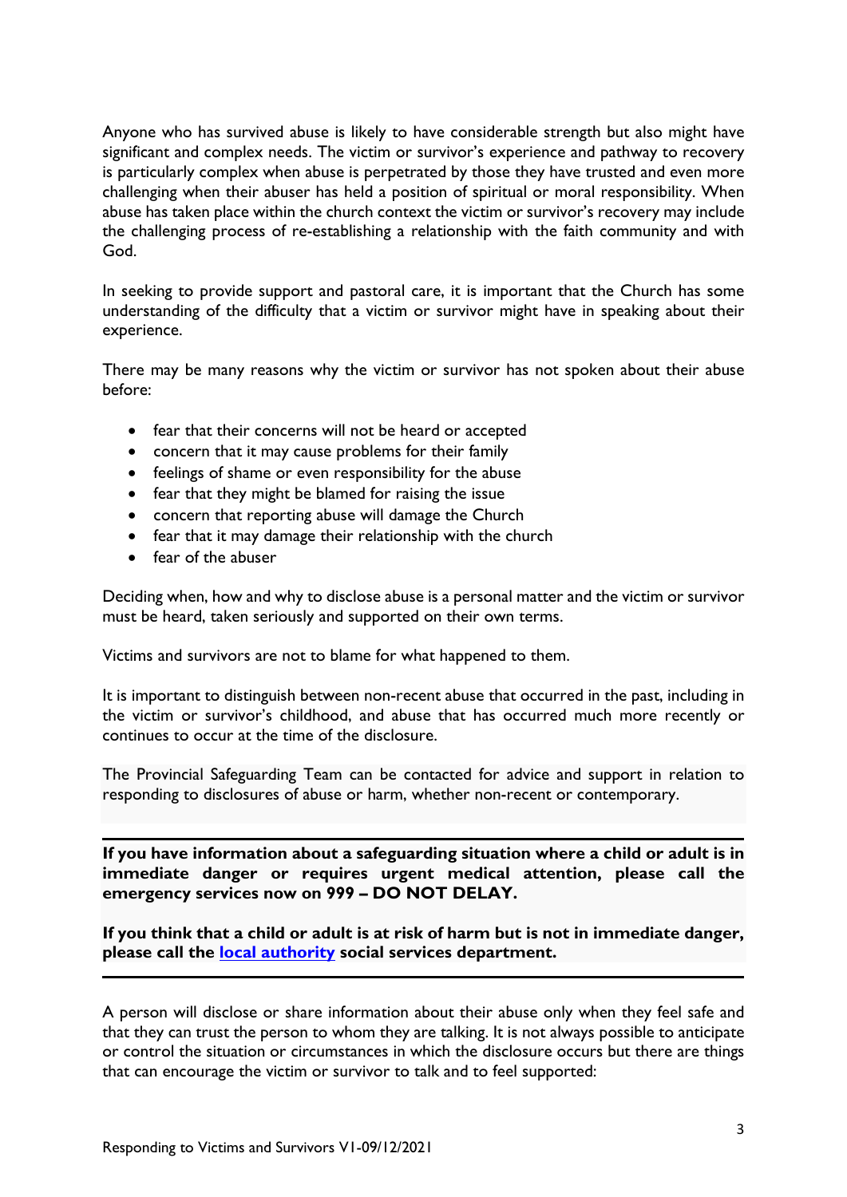Anyone who has survived abuse is likely to have considerable strength but also might have significant and complex needs. The victim or survivor's experience and pathway to recovery is particularly complex when abuse is perpetrated by those they have trusted and even more challenging when their abuser has held a position of spiritual or moral responsibility. When abuse has taken place within the church context the victim or survivor's recovery may include the challenging process of re-establishing a relationship with the faith community and with God.

In seeking to provide support and pastoral care, it is important that the Church has some understanding of the difficulty that a victim or survivor might have in speaking about their experience.

There may be many reasons why the victim or survivor has not spoken about their abuse before:

- fear that their concerns will not be heard or accepted
- concern that it may cause problems for their family
- feelings of shame or even responsibility for the abuse
- fear that they might be blamed for raising the issue
- concern that reporting abuse will damage the Church
- fear that it may damage their relationship with the church
- fear of the abuser

Deciding when, how and why to disclose abuse is a personal matter and the victim or survivor must be heard, taken seriously and supported on their own terms.

Victims and survivors are not to blame for what happened to them.

It is important to distinguish between non-recent abuse that occurred in the past, including in the victim or survivor's childhood, and abuse that has occurred much more recently or continues to occur at the time of the disclosure.

The Provincial Safeguarding Team can be contacted for advice and support in relation to responding to disclosures of abuse or harm, whether non-recent or contemporary.

---

**If you have information about a safeguarding situation where a child or adult is in immediate danger or requires urgent medical attention, please call the emergency services now on 999 – DO NOT DELAY.**

**If you think that a child or adult is at risk of harm but is not in immediate danger, please call the [local authority](#) social services department.**

---

A person will disclose or share information about their abuse only when they feel safe and that they can trust the person to whom they are talking. It is not always possible to anticipate or control the situation or circumstances in which the disclosure occurs but there are things that can encourage the victim or survivor to talk and to feel supported: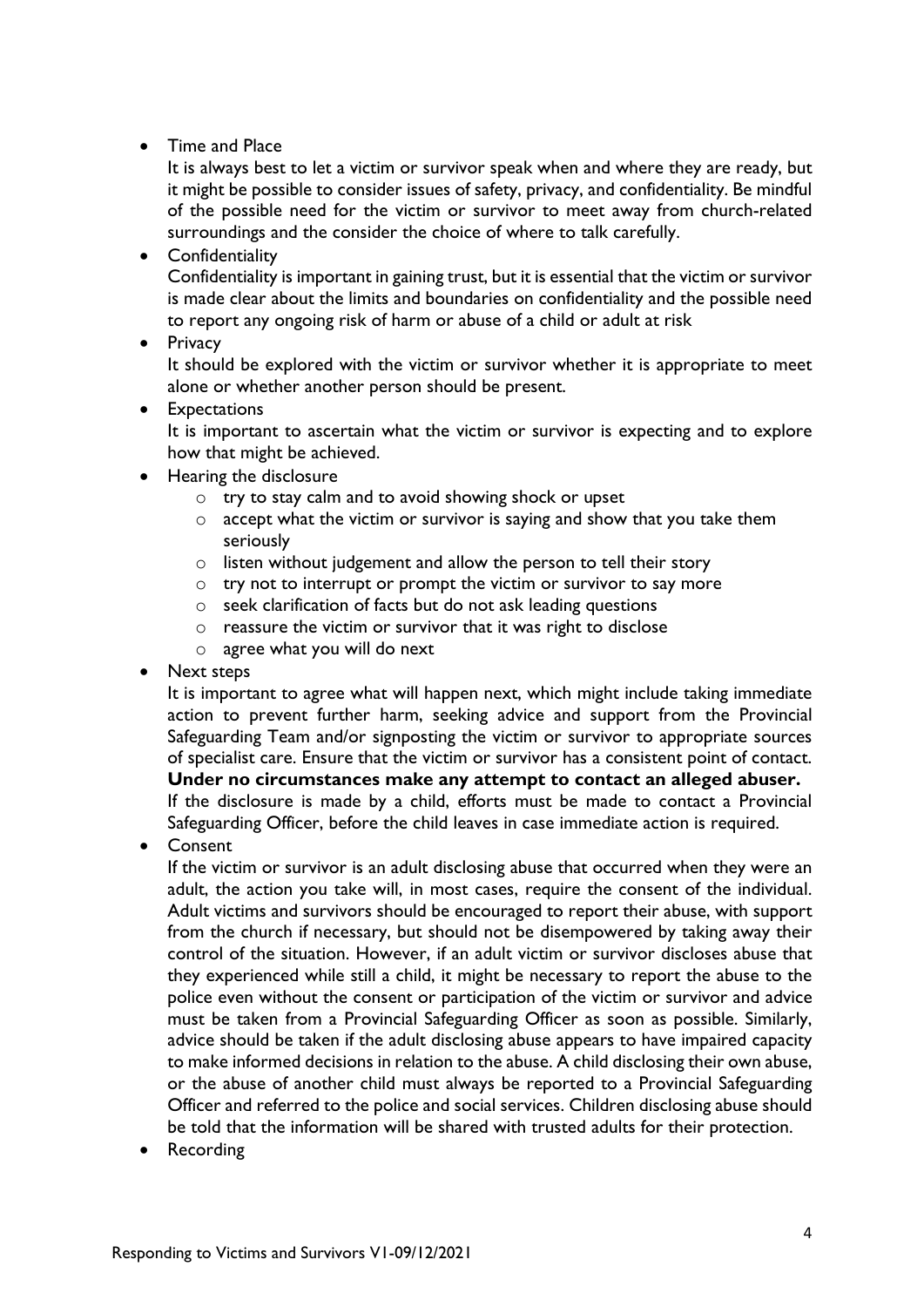- Time and Place

  It is always best to let a victim or survivor speak when and where they are ready, but it might be possible to consider issues of safety, privacy, and confidentiality. Be mindful of the possible need for the victim or survivor to meet away from church-related surroundings and the consider the choice of where to talk carefully.
- Confidentiality

  Confidentiality is important in gaining trust, but it is essential that the victim or survivor is made clear about the limits and boundaries on confidentiality and the possible need to report any ongoing risk of harm or abuse of a child or adult at risk
- Privacy

  It should be explored with the victim or survivor whether it is appropriate to meet alone or whether another person should be present.
- Expectations

  It is important to ascertain what the victim or survivor is expecting and to explore how that might be achieved.
- Hearing the disclosure
  - try to stay calm and to avoid showing shock or upset
  - accept what the victim or survivor is saying and show that you take them seriously
  - listen without judgement and allow the person to tell their story
  - try not to interrupt or prompt the victim or survivor to say more
  - seek clarification of facts but do not ask leading questions
  - reassure the victim or survivor that it was right to disclose
  - agree what you will do next
- Next steps

  It is important to agree what will happen next, which might include taking immediate action to prevent further harm, seeking advice and support from the Provincial Safeguarding Team and/or signposting the victim or survivor to appropriate sources of specialist care. Ensure that the victim or survivor has a consistent point of contact.
  **Under no circumstances make any attempt to contact an alleged abuser.**
  If the disclosure is made by a child, efforts must be made to contact a Provincial Safeguarding Officer, before the child leaves in case immediate action is required.
- Consent

  If the victim or survivor is an adult disclosing abuse that occurred when they were an adult, the action you take will, in most cases, require the consent of the individual. Adult victims and survivors should be encouraged to report their abuse, with support from the church if necessary, but should not be disempowered by taking away their control of the situation. However, if an adult victim or survivor discloses abuse that they experienced while still a child, it might be necessary to report the abuse to the police even without the consent or participation of the victim or survivor and advice must be taken from a Provincial Safeguarding Officer as soon as possible. Similarly, advice should be taken if the adult disclosing abuse appears to have impaired capacity to make informed decisions in relation to the abuse. A child disclosing their own abuse, or the abuse of another child must always be reported to a Provincial Safeguarding Officer and referred to the police and social services. Children disclosing abuse should be told that the information will be shared with trusted adults for their protection.
- Recording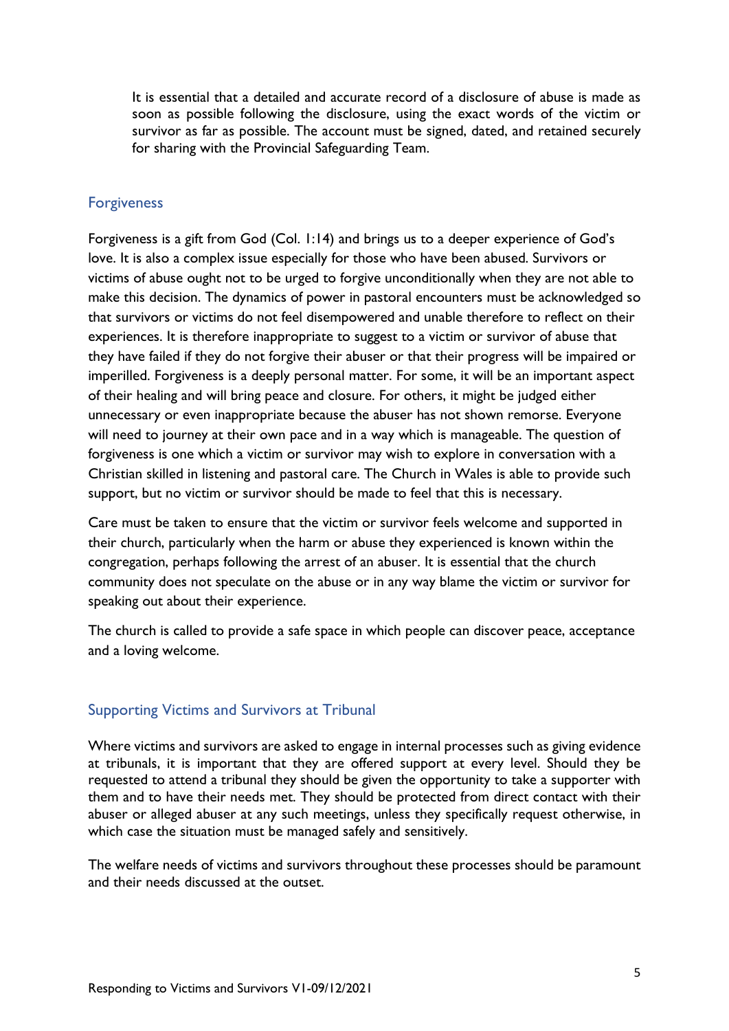It is essential that a detailed and accurate record of a disclosure of abuse is made as soon as possible following the disclosure, using the exact words of the victim or survivor as far as possible. The account must be signed, dated, and retained securely for sharing with the Provincial Safeguarding Team.

## Forgiveness

Forgiveness is a gift from God (Col. 1:14) and brings us to a deeper experience of God's love. It is also a complex issue especially for those who have been abused. Survivors or victims of abuse ought not to be urged to forgive unconditionally when they are not able to make this decision. The dynamics of power in pastoral encounters must be acknowledged so that survivors or victims do not feel disempowered and unable therefore to reflect on their experiences. It is therefore inappropriate to suggest to a victim or survivor of abuse that they have failed if they do not forgive their abuser or that their progress will be impaired or imperilled. Forgiveness is a deeply personal matter. For some, it will be an important aspect of their healing and will bring peace and closure. For others, it might be judged either unnecessary or even inappropriate because the abuser has not shown remorse. Everyone will need to journey at their own pace and in a way which is manageable. The question of forgiveness is one which a victim or survivor may wish to explore in conversation with a Christian skilled in listening and pastoral care. The Church in Wales is able to provide such support, but no victim or survivor should be made to feel that this is necessary.

Care must be taken to ensure that the victim or survivor feels welcome and supported in their church, particularly when the harm or abuse they experienced is known within the congregation, perhaps following the arrest of an abuser. It is essential that the church community does not speculate on the abuse or in any way blame the victim or survivor for speaking out about their experience.

The church is called to provide a safe space in which people can discover peace, acceptance and a loving welcome.

## Supporting Victims and Survivors at Tribunal

Where victims and survivors are asked to engage in internal processes such as giving evidence at tribunals, it is important that they are offered support at every level. Should they be requested to attend a tribunal they should be given the opportunity to take a supporter with them and to have their needs met. They should be protected from direct contact with their abuser or alleged abuser at any such meetings, unless they specifically request otherwise, in which case the situation must be managed safely and sensitively.

The welfare needs of victims and survivors throughout these processes should be paramount and their needs discussed at the outset.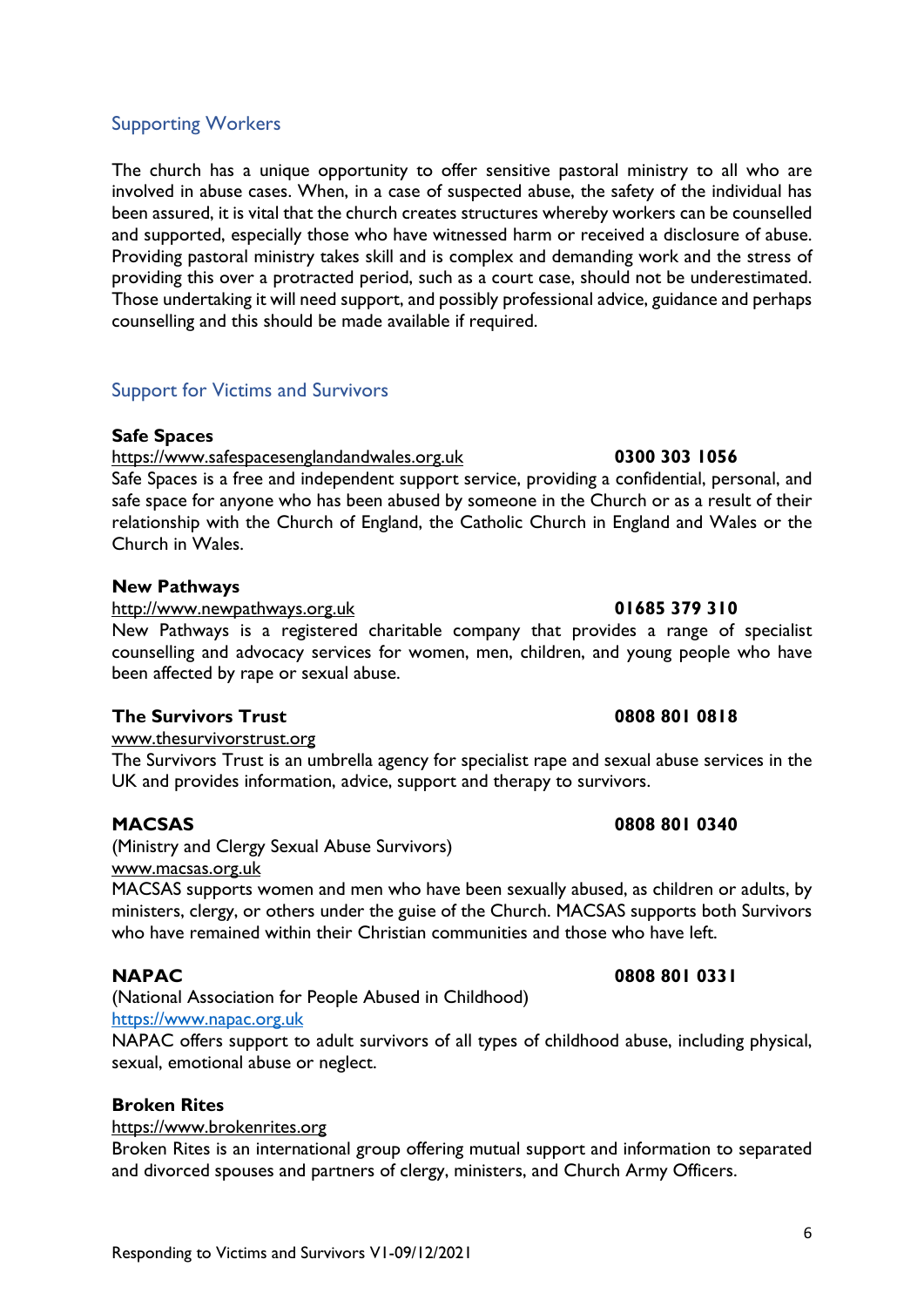## Supporting Workers

The church has a unique opportunity to offer sensitive pastoral ministry to all who are involved in abuse cases. When, in a case of suspected abuse, the safety of the individual has been assured, it is vital that the church creates structures whereby workers can be counselled and supported, especially those who have witnessed harm or received a disclosure of abuse. Providing pastoral ministry takes skill and is complex and demanding work and the stress of providing this over a protracted period, such as a court case, should not be underestimated. Those undertaking it will need support, and possibly professional advice, guidance and perhaps counselling and this should be made available if required.

## Support for Victims and Survivors

**Safe Spaces**
https://www.safespacesenglandandwales.org.uk **0300 303 1056**
Safe Spaces is a free and independent support service, providing a confidential, personal, and safe space for anyone who has been abused by someone in the Church or as a result of their relationship with the Church of England, the Catholic Church in England and Wales or the Church in Wales.

**New Pathways**
http://www.newpathways.org.uk **01685 379 310**
New Pathways is a registered charitable company that provides a range of specialist counselling and advocacy services for women, men, children, and young people who have been affected by rape or sexual abuse.

**The Survivors Trust** **0808 801 0818**
www.thesurvivorstrust.org
The Survivors Trust is an umbrella agency for specialist rape and sexual abuse services in the UK and provides information, advice, support and therapy to survivors.

**MACSAS** **0808 801 0340**
(Ministry and Clergy Sexual Abuse Survivors)
www.macsas.org.uk
MACSAS supports women and men who have been sexually abused, as children or adults, by ministers, clergy, or others under the guise of the Church. MACSAS supports both Survivors who have remained within their Christian communities and those who have left.

**NAPAC** **0808 801 0331**
(National Association for People Abused in Childhood)
https://www.napac.org.uk
NAPAC offers support to adult survivors of all types of childhood abuse, including physical, sexual, emotional abuse or neglect.

**Broken Rites**
https://www.brokenrites.org
Broken Rites is an international group offering mutual support and information to separated and divorced spouses and partners of clergy, ministers, and Church Army Officers.